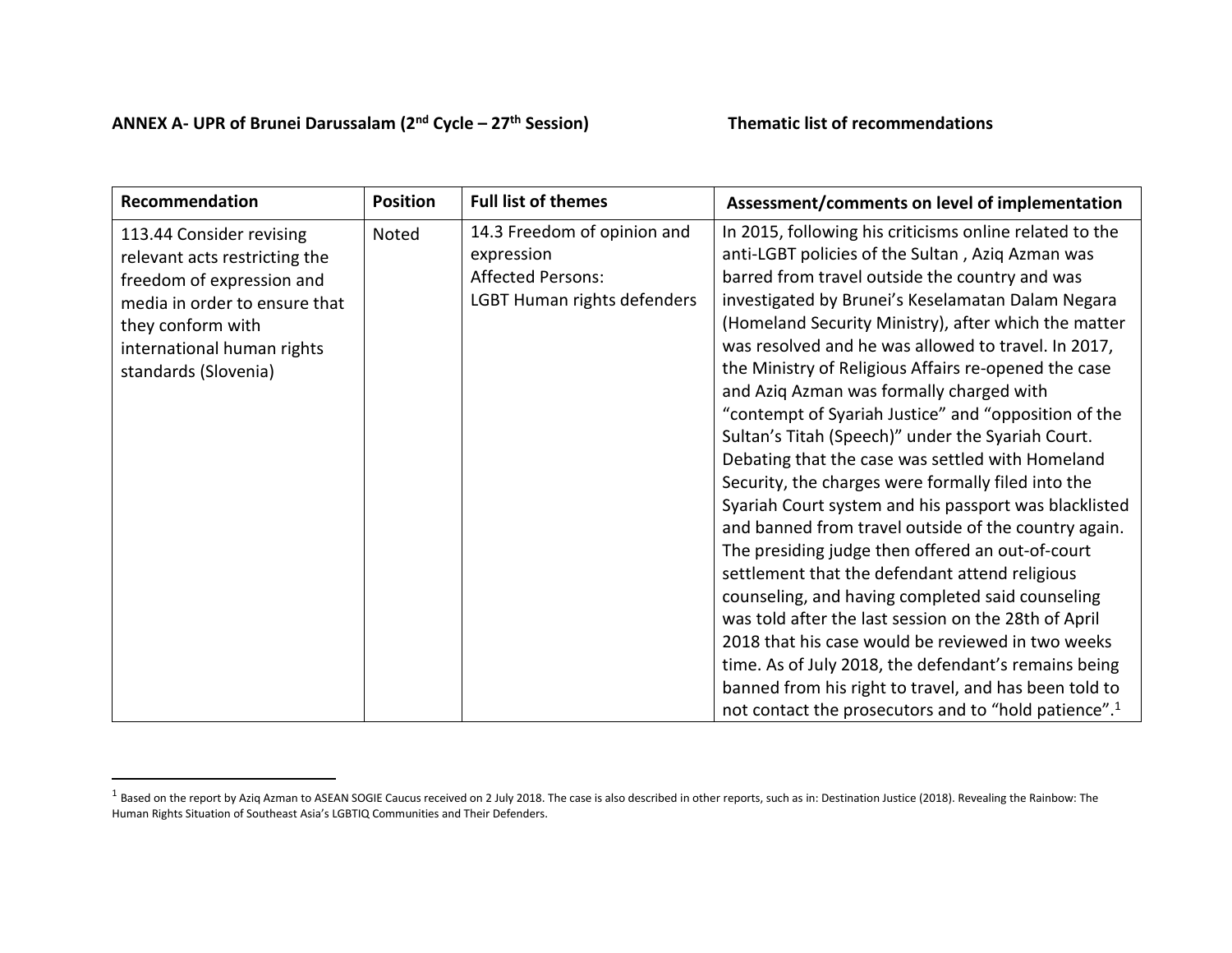**ANNEX A- UPR of Brunei Darussalam (2nd Cycle – 27th Session)** **Thematic list of recommendations**

| Recommendation | Position | Full list of themes | Assessment/comments on level of implementation |
| --- | --- | --- | --- |
| 113.44 Consider revising relevant acts restricting the freedom of expression and media in order to ensure that they conform with international human rights standards (Slovenia) | Noted | 14.3 Freedom of opinion and expression<br>Affected Persons:<br>LGBT Human rights defenders | In 2015, following his criticisms online related to the anti-LGBT policies of the Sultan , Aziq Azman was barred from travel outside the country and was investigated by Brunei's Keselamatan Dalam Negara (Homeland Security Ministry), after which the matter was resolved and he was allowed to travel. In 2017, the Ministry of Religious Affairs re-opened the case and Aziq Azman was formally charged with "contempt of Syariah Justice" and "opposition of the Sultan's Titah (Speech)" under the Syariah Court. Debating that the case was settled with Homeland Security, the charges were formally filed into the Syariah Court system and his passport was blacklisted and banned from travel outside of the country again. The presiding judge then offered an out-of-court settlement that the defendant attend religious counseling, and having completed said counseling was told after the last session on the 28th of April 2018 that his case would be reviewed in two weeks time. As of July 2018, the defendant's remains being banned from his right to travel, and has been told to not contact the prosecutors and to "hold patience".[1] |

[1] Based on the report by Aziq Azman to ASEAN SOGIE Caucus received on 2 July 2018. The case is also described in other reports, such as in: Destination Justice (2018). Revealing the Rainbow: The Human Rights Situation of Southeast Asia's LGBTIQ Communities and Their Defenders.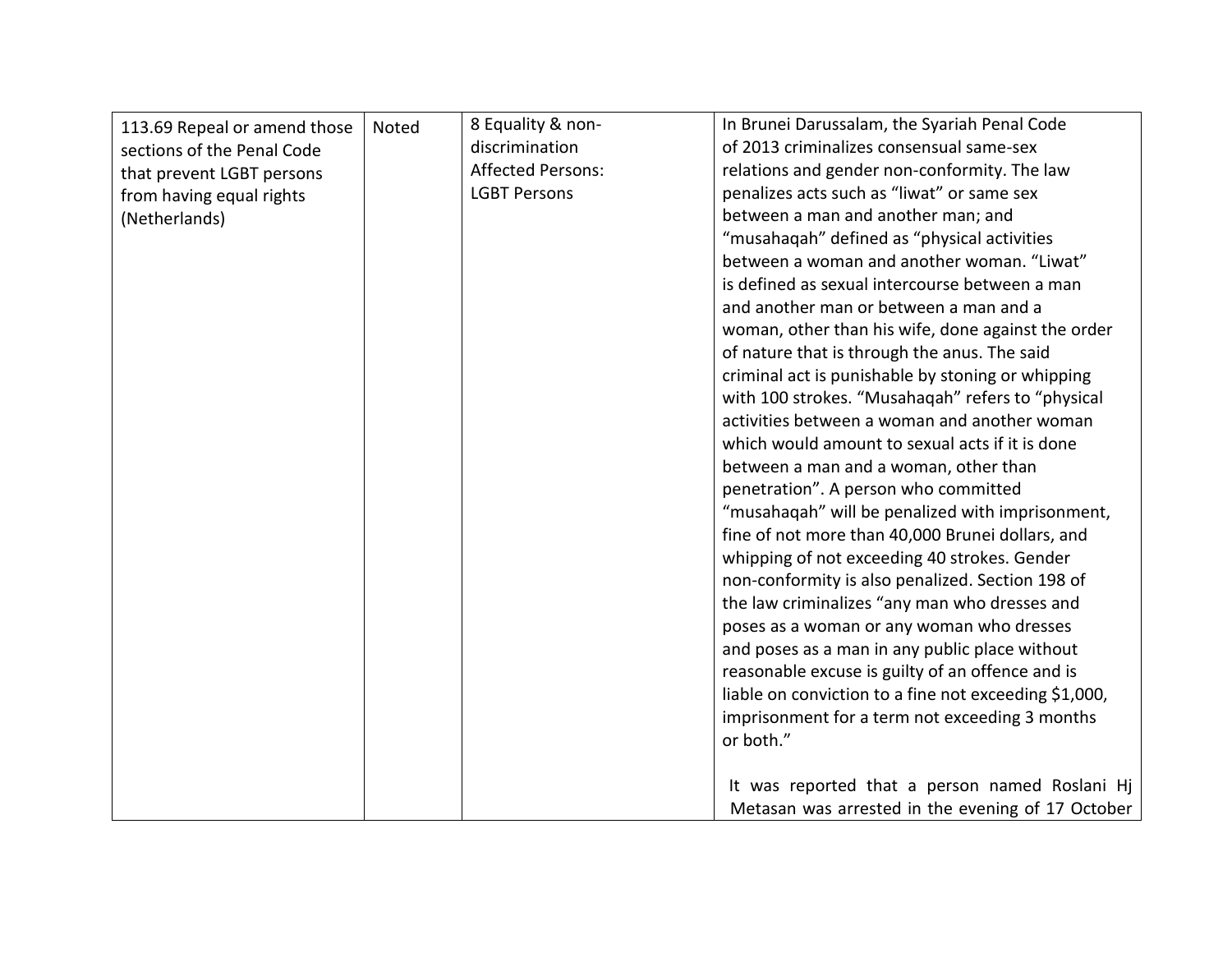| | | | |
|---|---|---|---|
| 113.69 Repeal or amend those sections of the Penal Code that prevent LGBT persons from having equal rights (Netherlands) | Noted | 8 Equality & non-discrimination<br>Affected Persons:<br>LGBT Persons | In Brunei Darussalam, the Syariah Penal Code of 2013 criminalizes consensual same-sex relations and gender non-conformity. The law penalizes acts such as "liwat" or same sex between a man and another man; and "musahaqah" defined as "physical activities between a woman and another woman. "Liwat" is defined as sexual intercourse between a man and another man or between a man and a woman, other than his wife, done against the order of nature that is through the anus. The said criminal act is punishable by stoning or whipping with 100 strokes. "Musahaqah" refers to "physical activities between a woman and another woman which would amount to sexual acts if it is done between a man and a woman, other than penetration". A person who committed "musahaqah" will be penalized with imprisonment, fine of not more than 40,000 Brunei dollars, and whipping of not exceeding 40 strokes. Gender non-conformity is also penalized. Section 198 of the law criminalizes "any man who dresses and poses as a woman or any woman who dresses and poses as a man in any public place without reasonable excuse is guilty of an offence and is liable on conviction to a fine not exceeding $1,000, imprisonment for a term not exceeding 3 months or both."<br><br>It was reported that a person named Roslani Hj Metasan was arrested in the evening of 17 October |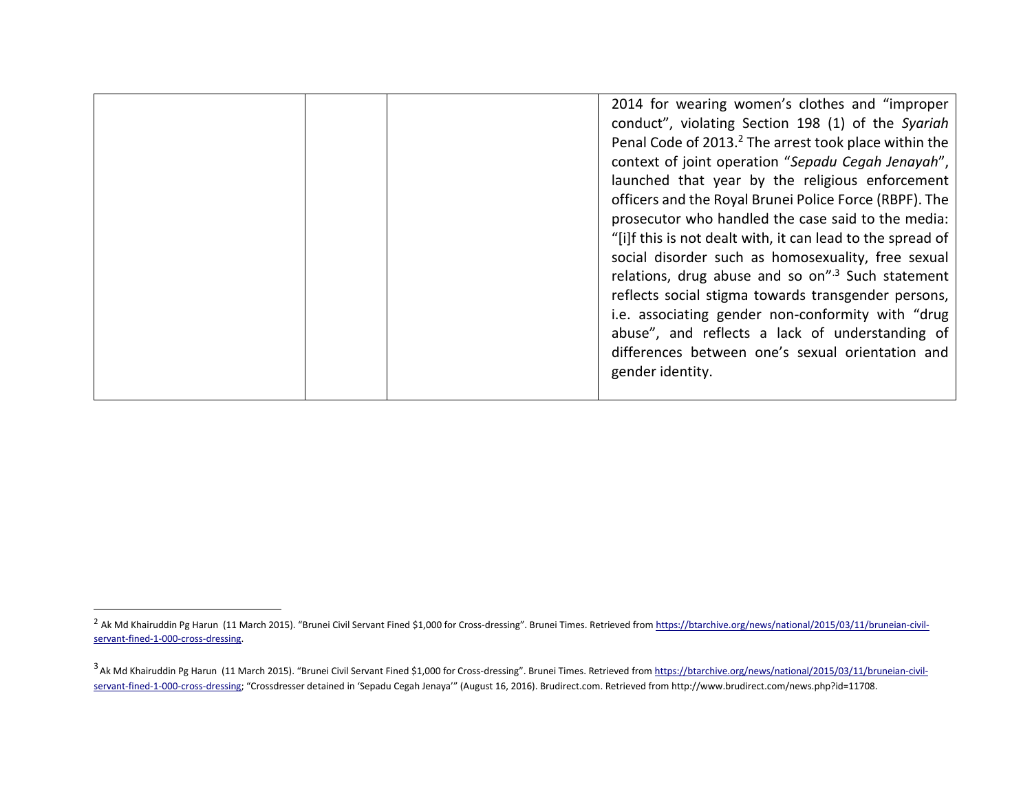| | | | |
|---|---|---|---|
| | | | 2014 for wearing women's clothes and "improper conduct", violating Section 198 (1) of the *Syariah* Penal Code of 2013.[2] The arrest took place within the context of joint operation "*Sepadu Cegah Jenayah*", launched that year by the religious enforcement officers and the Royal Brunei Police Force (RBPF). The prosecutor who handled the case said to the media: "[i]f this is not dealt with, it can lead to the spread of social disorder such as homosexuality, free sexual relations, drug abuse and so on".[3] Such statement reflects social stigma towards transgender persons, i.e. associating gender non-conformity with "drug abuse", and reflects a lack of understanding of differences between one's sexual orientation and gender identity. |

[2] Ak Md Khairuddin Pg Harun (11 March 2015). "Brunei Civil Servant Fined $1,000 for Cross-dressing". Brunei Times. Retrieved from https://btarchive.org/news/national/2015/03/11/bruneian-civil-servant-fined-1-000-cross-dressing.

[3] Ak Md Khairuddin Pg Harun (11 March 2015). "Brunei Civil Servant Fined $1,000 for Cross-dressing". Brunei Times. Retrieved from https://btarchive.org/news/national/2015/03/11/bruneian-civil-servant-fined-1-000-cross-dressing; "Crossdresser detained in 'Sepadu Cegah Jenaya'" (August 16, 2016). Brudirect.com. Retrieved from http://www.brudirect.com/news.php?id=11708.